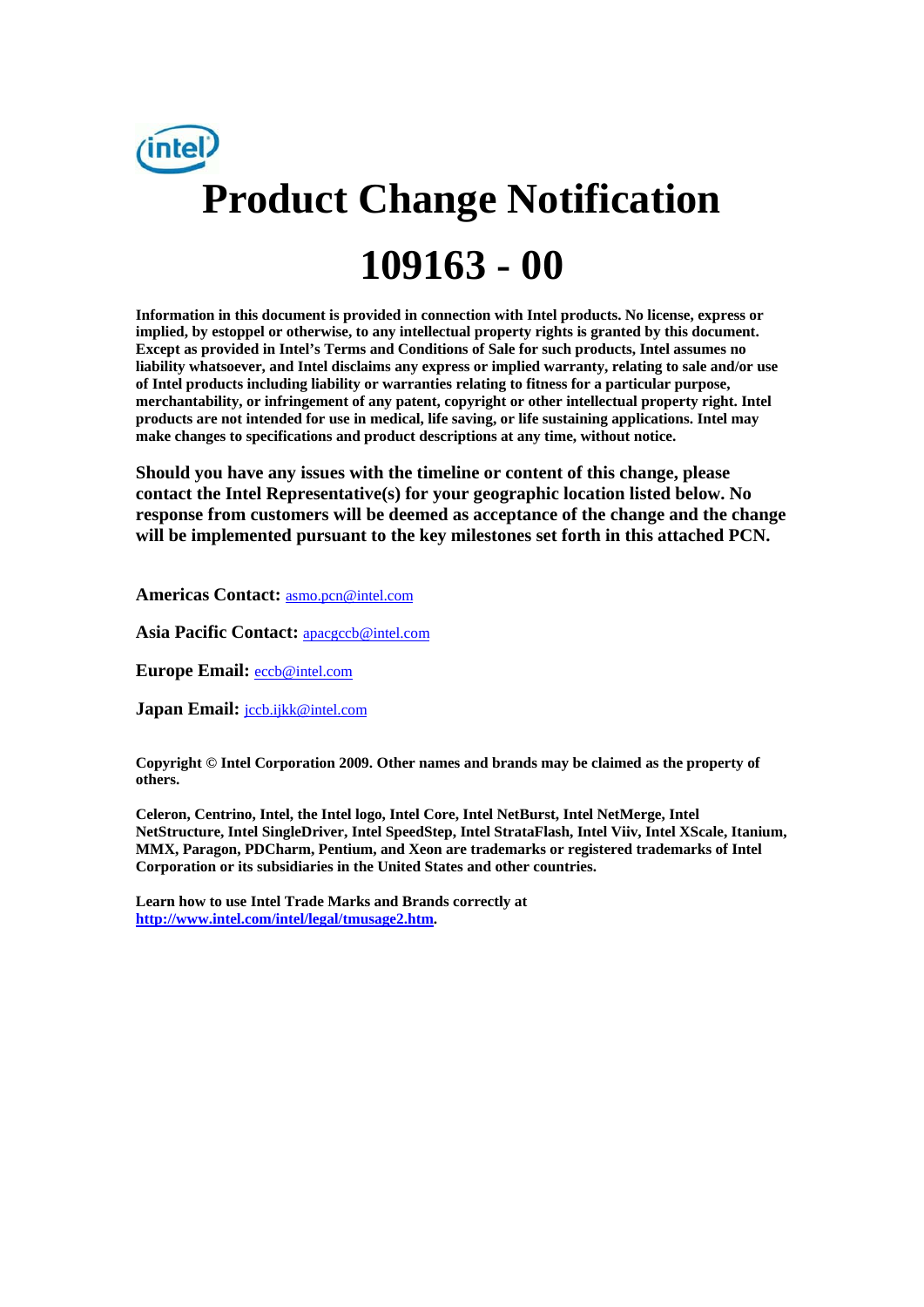# Product Change Notification

# 109163 - 00

**Information in this document is provided in connection with Intel products. No license, express or implied, by estoppel or otherwise, to any intellectual property rights is granted by this document. Except as provided in Intel's Terms and Conditions of Sale for such products, Intel assumes no liability whatsoever, and Intel disclaims any express or implied warranty, relating to sale and/or use of Intel products including liability or warranties relating to fitness for a particular purpose, merchantability, or infringement of any patent, copyright or other intellectual property right. Intel products are not intended for use in medical, life saving, or life sustaining applications. Intel may make changes to specifications and product descriptions at any time, without notice.**

**Should you have any issues with the timeline or content of this change, please contact the Intel Representative(s) for your geographic location listed below. No response from customers will be deemed as acceptance of the change and the change will be implemented pursuant to the key milestones set forth in this attached PCN.**

**Americas Contact:** asmo.pcn@intel.com

**Asia Pacific Contact:** apacgccb@intel.com

**Europe Email:** eccb@intel.com

**Japan Email:** jccb.ijkk@intel.com

**Copyright © Intel Corporation 2009. Other names and brands may be claimed as the property of others.**

**Celeron, Centrino, Intel, the Intel logo, Intel Core, Intel NetBurst, Intel NetMerge, Intel NetStructure, Intel SingleDriver, Intel SpeedStep, Intel StrataFlash, Intel Viiv, Intel XScale, Itanium, MMX, Paragon, PDCharm, Pentium, and Xeon are trademarks or registered trademarks of Intel Corporation or its subsidiaries in the United States and other countries.**

**Learn how to use Intel Trade Marks and Brands correctly at http://www.intel.com/intel/legal/tmusage2.htm.**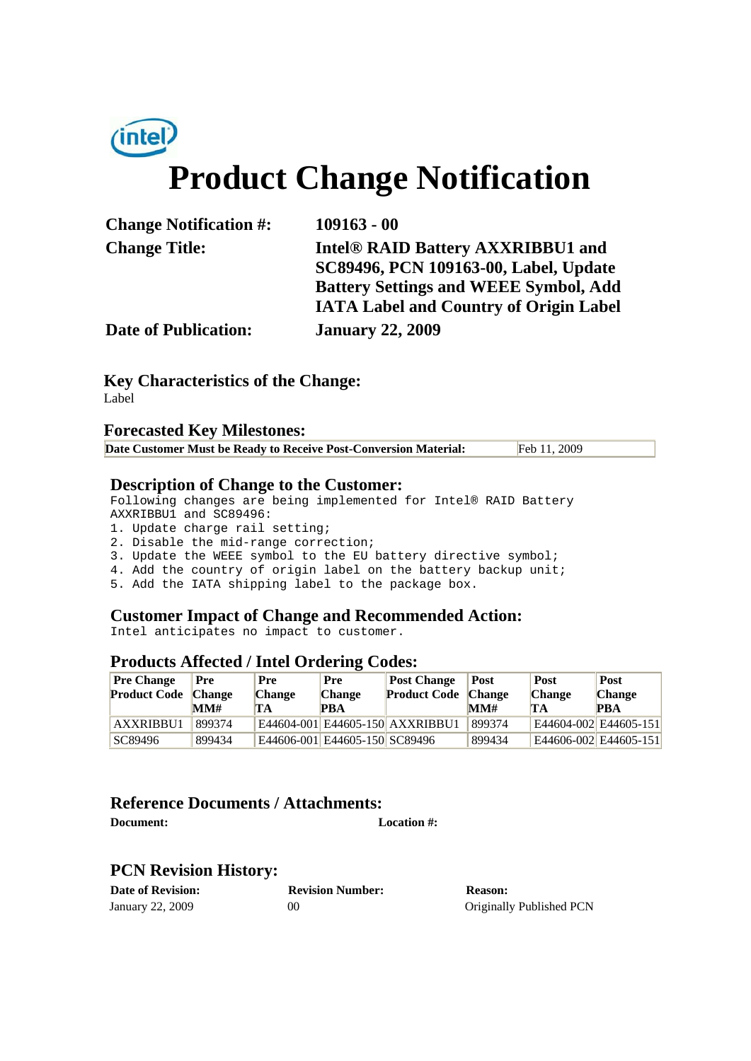intel

# Product Change Notification

| | |
|---|---|
| **Change Notification #:** | **109163 - 00** |
| **Change Title:** | **Intel® RAID Battery AXXRIBBU1 and SC89496, PCN 109163-00, Label, Update Battery Settings and WEEE Symbol, Add IATA Label and Country of Origin Label** |
| **Date of Publication:** | **January 22, 2009** |

## Key Characteristics of the Change:

Label

## Forecasted Key Milestones:

| | |
|---|---|
| **Date Customer Must be Ready to Receive Post-Conversion Material:** | Feb 11, 2009 |

## Description of Change to the Customer:

```
Following changes are being implemented for Intel® RAID Battery
AXXRIBBU1 and SC89496:
1. Update charge rail setting;
2. Disable the mid-range correction;
3. Update the WEEE symbol to the EU battery directive symbol;
4. Add the country of origin label on the battery backup unit;
5. Add the IATA shipping label to the package box.
```

## Customer Impact of Change and Recommended Action:

```
Intel anticipates no impact to customer.
```

## Products Affected / Intel Ordering Codes:

| Pre Change Product Code | Pre Change MM# | Pre Change TA | Pre Change PBA | Post Change Product Code | Post Change MM# | Post Change TA | Post Change PBA |
|---|---|---|---|---|---|---|---|
| AXXRIBBU1 | 899374 | E44604-001 | E44605-150 | AXXRIBBU1 | 899374 | E44604-002 | E44605-151 |
| SC89496 | 899434 | E44606-001 | E44605-150 | SC89496 | 899434 | E44606-002 | E44605-151 |

## Reference Documents / Attachments:

| **Document:** | **Location #:** |
|---|---|

## PCN Revision History:

| **Date of Revision:** | **Revision Number:** | **Reason:** |
|---|---|---|
| January 22, 2009 | 00 | Originally Published PCN |